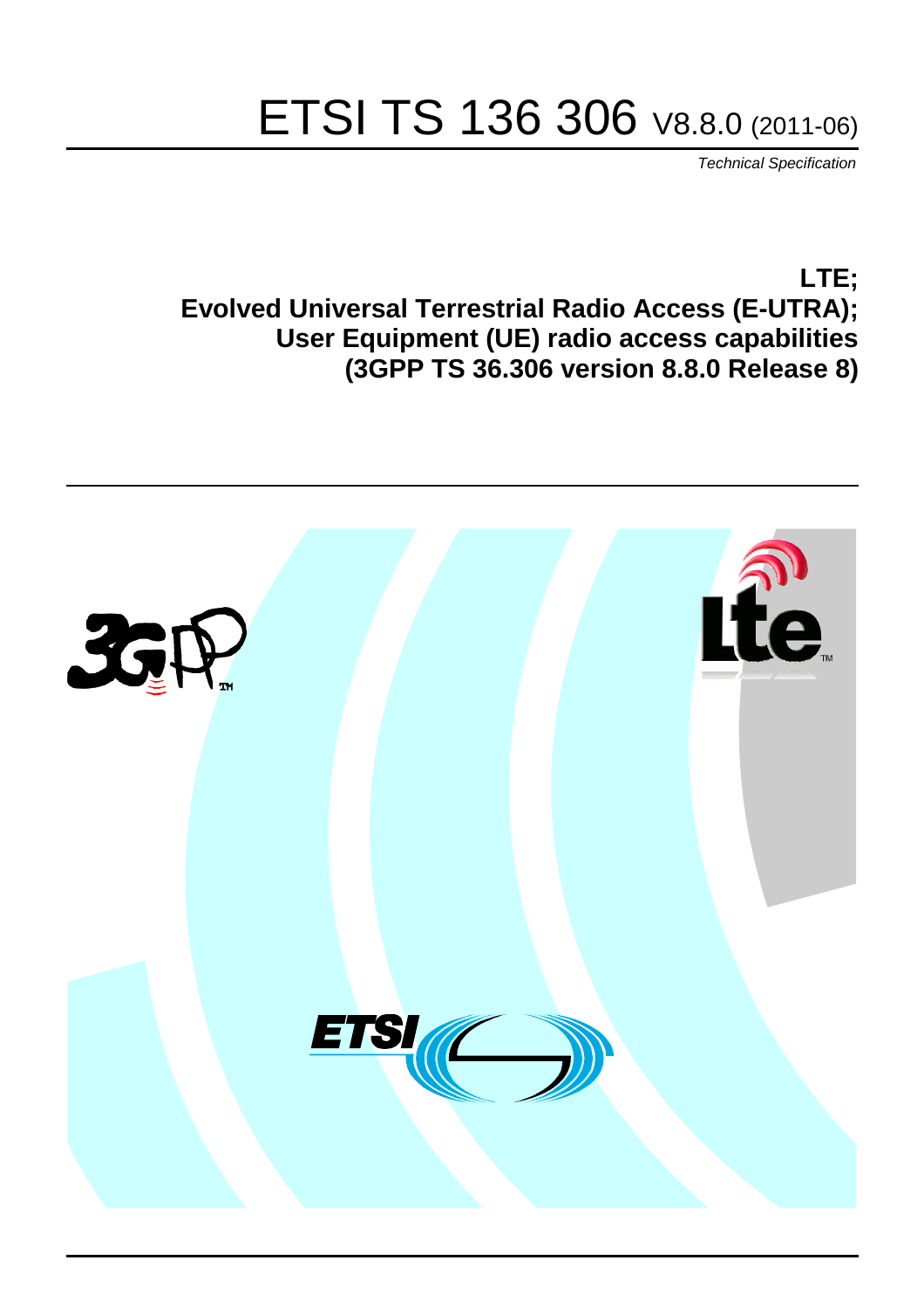# ETSI TS 136 306 V8.8.0 (2011-06)

*Technical Specification*

**LTE;**
**Evolved Universal Terrestrial Radio Access (E-UTRA);**
**User Equipment (UE) radio access capabilities**
**(3GPP TS 36.306 version 8.8.0 Release 8)**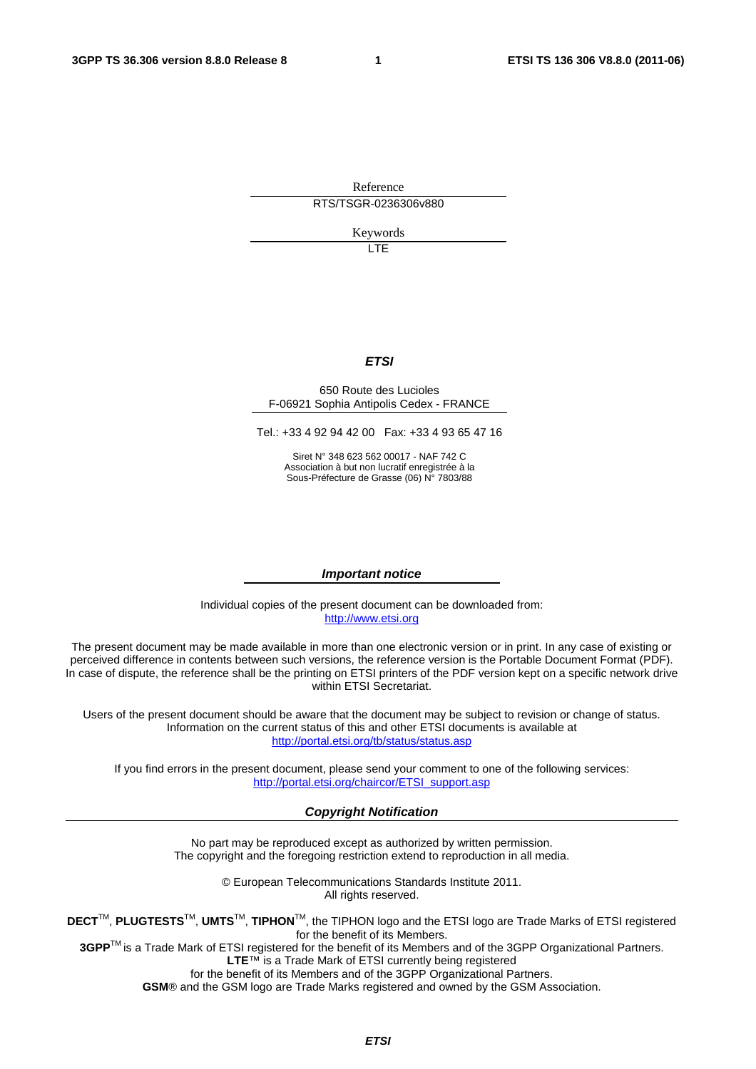Reference

RTS/TSGR-0236306v880

Keywords

LTE

***ETSI***

650 Route des Lucioles
F-06921 Sophia Antipolis Cedex - FRANCE

Tel.: +33 4 92 94 42 00 Fax: +33 4 93 65 47 16

Siret N° 348 623 562 00017 - NAF 742 C
Association à but non lucratif enregistrée à la
Sous-Préfecture de Grasse (06) N° 7803/88

***Important notice***

Individual copies of the present document can be downloaded from:
http://www.etsi.org

The present document may be made available in more than one electronic version or in print. In any case of existing or perceived difference in contents between such versions, the reference version is the Portable Document Format (PDF). In case of dispute, the reference shall be the printing on ETSI printers of the PDF version kept on a specific network drive within ETSI Secretariat.

Users of the present document should be aware that the document may be subject to revision or change of status. Information on the current status of this and other ETSI documents is available at
http://portal.etsi.org/tb/status/status.asp

If you find errors in the present document, please send your comment to one of the following services:
http://portal.etsi.org/chaircor/ETSI_support.asp

***Copyright Notification***

No part may be reproduced except as authorized by written permission.
The copyright and the foregoing restriction extend to reproduction in all media.

© European Telecommunications Standards Institute 2011.
All rights reserved.

**DECT**™, **PLUGTESTS**™, **UMTS**™, **TIPHON**™, the TIPHON logo and the ETSI logo are Trade Marks of ETSI registered for the benefit of its Members.
**3GPP**™ is a Trade Mark of ETSI registered for the benefit of its Members and of the 3GPP Organizational Partners.
**LTE**™ is a Trade Mark of ETSI currently being registered
for the benefit of its Members and of the 3GPP Organizational Partners.
**GSM**® and the GSM logo are Trade Marks registered and owned by the GSM Association.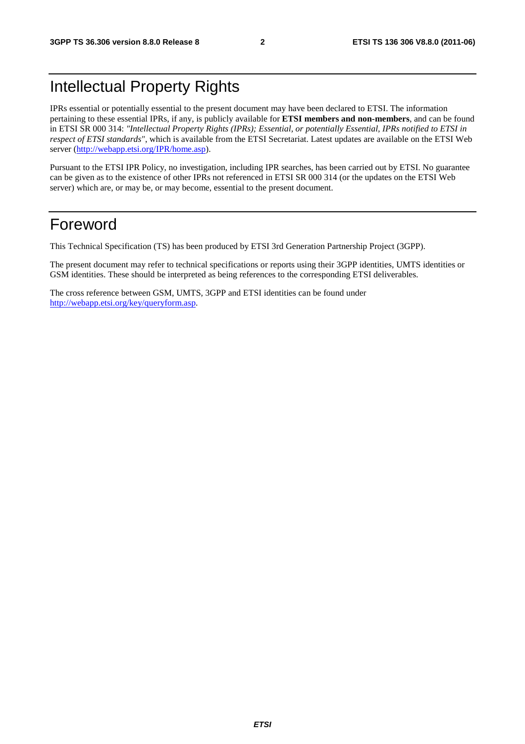# Intellectual Property Rights

IPRs essential or potentially essential to the present document may have been declared to ETSI. The information pertaining to these essential IPRs, if any, is publicly available for **ETSI members and non-members**, and can be found in ETSI SR 000 314: *"Intellectual Property Rights (IPRs); Essential, or potentially Essential, IPRs notified to ETSI in respect of ETSI standards"*, which is available from the ETSI Secretariat. Latest updates are available on the ETSI Web server (http://webapp.etsi.org/IPR/home.asp).

Pursuant to the ETSI IPR Policy, no investigation, including IPR searches, has been carried out by ETSI. No guarantee can be given as to the existence of other IPRs not referenced in ETSI SR 000 314 (or the updates on the ETSI Web server) which are, or may be, or may become, essential to the present document.

# Foreword

This Technical Specification (TS) has been produced by ETSI 3rd Generation Partnership Project (3GPP).

The present document may refer to technical specifications or reports using their 3GPP identities, UMTS identities or GSM identities. These should be interpreted as being references to the corresponding ETSI deliverables.

The cross reference between GSM, UMTS, 3GPP and ETSI identities can be found under http://webapp.etsi.org/key/queryform.asp.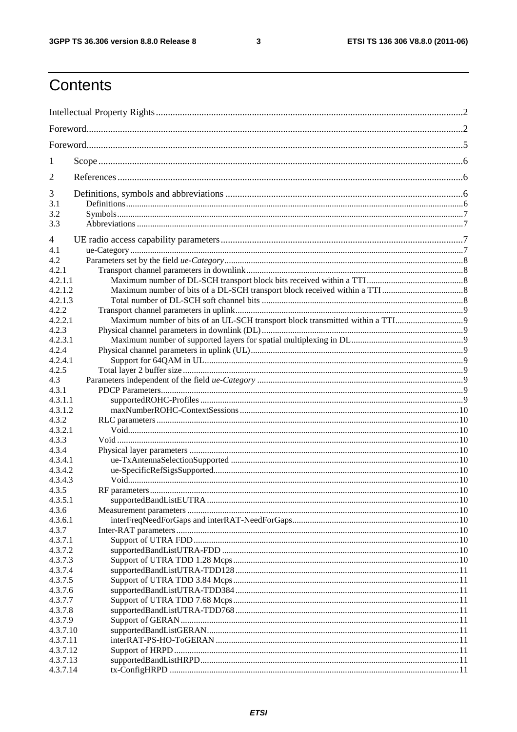# Contents

Intellectual Property Rights ........................................................................................................................... 2

Foreword ........................................................................................................................................................ 2

Foreword ........................................................................................................................................................ 5

1 Scope ........................................................................................................................................................ 6

2 References ................................................................................................................................................ 6

3 Definitions, symbols and abbreviations .................................................................................................... 6

3.1 Definitions .......................................................................................................................................... 6

3.2 Symbols ............................................................................................................................................... 7

3.3 Abbreviations ...................................................................................................................................... 7

4 UE radio access capability parameters ..................................................................................................... 7

4.1 ue-Category ......................................................................................................................................... 7

4.2 Parameters set by the field *ue-Category* ............................................................................................. 8

4.2.1 Transport channel parameters in downlink ....................................................................................... 8

4.2.1.1 Maximum number of DL-SCH transport block bits received within a TTI ..................................... 8

4.2.1.2 Maximum number of bits of a DL-SCH transport block received within a TTI .............................. 8

4.2.1.3 Total number of DL-SCH soft channel bits ................................................................................... 8

4.2.2 Transport channel parameters in uplink ............................................................................................ 9

4.2.2.1 Maximum number of bits of an UL-SCH transport block transmitted within a TTI ........................ 9

4.2.3 Physical channel parameters in downlink (DL) .................................................................................. 9

4.2.3.1 Maximum number of supported layers for spatial multiplexing in DL ........................................... 9

4.2.4 Physical channel parameters in uplink (UL) ...................................................................................... 9

4.2.4.1 Support for 64QAM in UL ............................................................................................................ 9

4.2.5 Total layer 2 buffer size .................................................................................................................... 9

4.3 Parameters independent of the field *ue-Category* ................................................................................ 9

4.3.1 PDCP Parameters .............................................................................................................................. 9

4.3.1.1 supportedROHC-Profiles ............................................................................................................... 9

4.3.1.2 maxNumberROHC-ContextSessions ........................................................................................... 10

4.3.2 RLC parameters .............................................................................................................................. 10

4.3.2.1 Void ............................................................................................................................................ 10

4.3.3 Void ................................................................................................................................................ 10

4.3.4 Physical layer parameters ............................................................................................................... 10

4.3.4.1 ue-TxAntennaSelectionSupported ............................................................................................... 10

4.3.4.2 ue-SpecificRefSigsSupported ...................................................................................................... 10

4.3.4.3 Void ............................................................................................................................................ 10

4.3.5 RF parameters ................................................................................................................................. 10

4.3.5.1 supportedBandListEUTRA .......................................................................................................... 10

4.3.6 Measurement parameters ................................................................................................................ 10

4.3.6.1 interFreqNeedForGaps and interRAT-NeedForGaps .................................................................... 10

4.3.7 Inter-RAT parameters ...................................................................................................................... 10

4.3.7.1 Support of UTRA FDD ................................................................................................................ 10

4.3.7.2 supportedBandListUTRA-FDD .................................................................................................... 10

4.3.7.3 Support of UTRA TDD 1.28 Mcps ............................................................................................... 10

4.3.7.4 supportedBandListUTRA-TDD128 .............................................................................................. 11

4.3.7.5 Support of UTRA TDD 3.84 Mcps ............................................................................................... 11

4.3.7.6 supportedBandListUTRA-TDD384 .............................................................................................. 11

4.3.7.7 Support of UTRA TDD 7.68 Mcps ............................................................................................... 11

4.3.7.8 supportedBandListUTRA-TDD768 .............................................................................................. 11

4.3.7.9 Support of GERAN ...................................................................................................................... 11

4.3.7.10 supportedBandListGERAN ......................................................................................................... 11

4.3.7.11 interRAT-PS-HO-ToGERAN ....................................................................................................... 11

4.3.7.12 Support of HRPD ........................................................................................................................ 11

4.3.7.13 supportedBandListHRPD ............................................................................................................. 11

4.3.7.14 tx-ConfigHRPD ........................................................................................................................... 11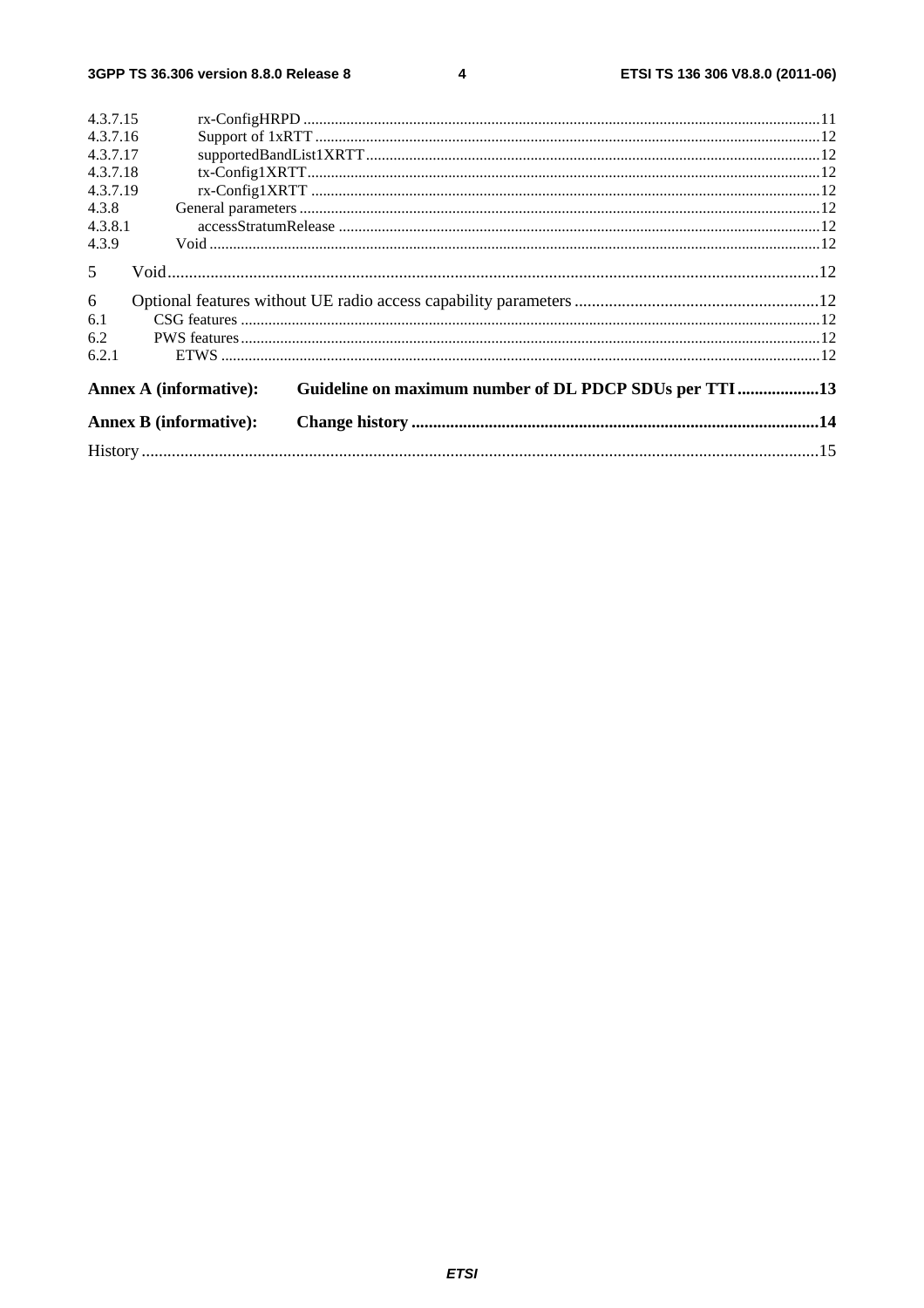4.3.7.15 rx-ConfigHRPD ....................................................................................................................................11
4.3.7.16 Support of 1xRTT ................................................................................................................................12
4.3.7.17 supportedBandList1XRTT...................................................................................................................12
4.3.7.18 tx-Config1XRTT..................................................................................................................................12
4.3.7.19 rx-Config1XRTT .................................................................................................................................12
4.3.8 General parameters ....................................................................................................................................12
4.3.8.1 accessStratumRelease ..........................................................................................................................12
4.3.9 Void ...........................................................................................................................................................12

5 Void........................................................................................................................................................12

6 Optional features without UE radio access capability parameters ..........................................................12
6.1 CSG features ...................................................................................................................................................12
6.2 PWS features...................................................................................................................................................12
6.2.1 ETWS ........................................................................................................................................................12

**Annex A (informative): Guideline on maximum number of DL PDCP SDUs per TTI ...................13**

**Annex B (informative): Change history ..............................................................................................14**

History ..............................................................................................................................................................15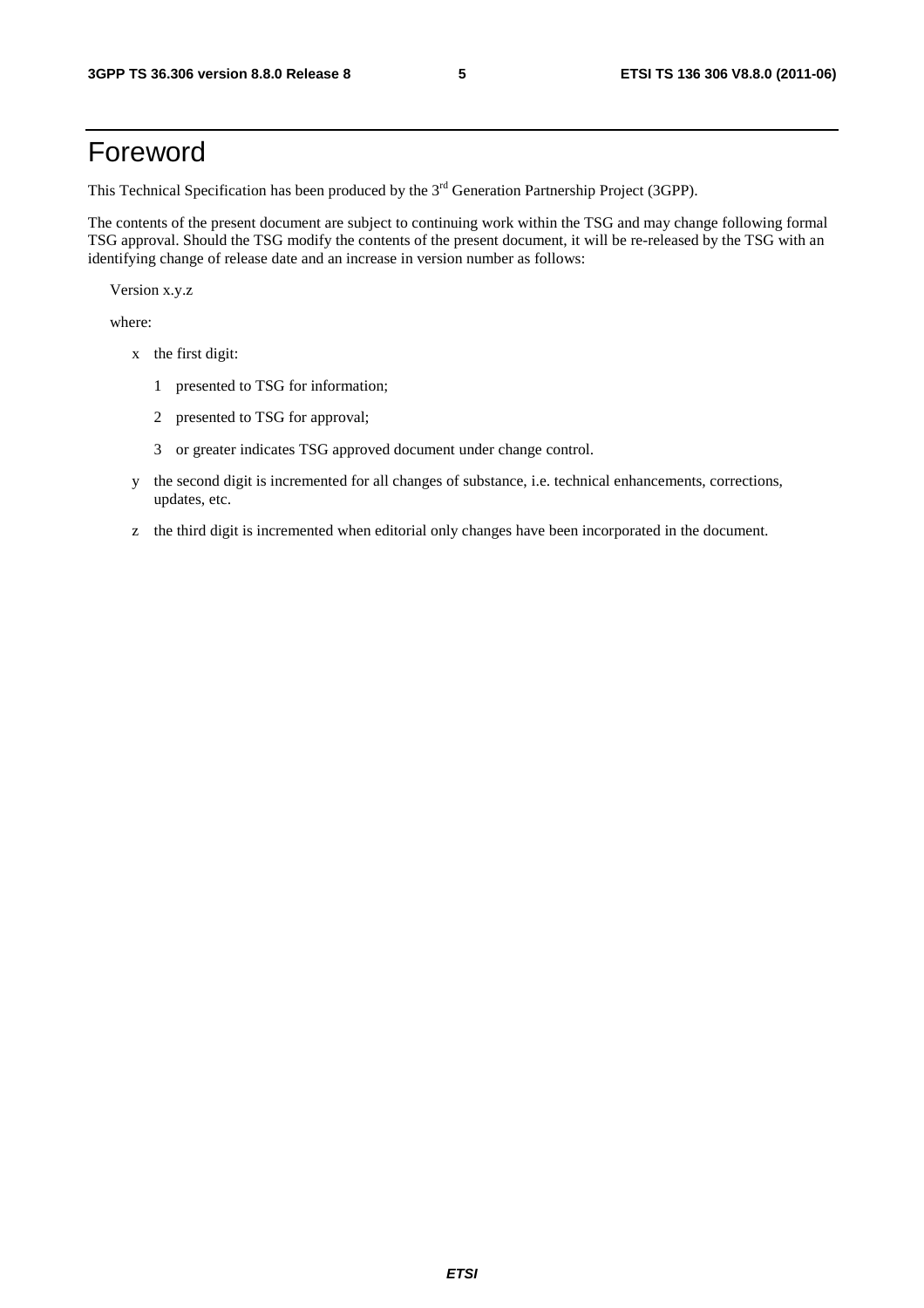# Foreword

This Technical Specification has been produced by the 3rd Generation Partnership Project (3GPP).

The contents of the present document are subject to continuing work within the TSG and may change following formal TSG approval. Should the TSG modify the contents of the present document, it will be re-released by the TSG with an identifying change of release date and an increase in version number as follows:

Version x.y.z

where:

- x the first digit:
  - 1 presented to TSG for information;
  - 2 presented to TSG for approval;
  - 3 or greater indicates TSG approved document under change control.
- y the second digit is incremented for all changes of substance, i.e. technical enhancements, corrections, updates, etc.
- z the third digit is incremented when editorial only changes have been incorporated in the document.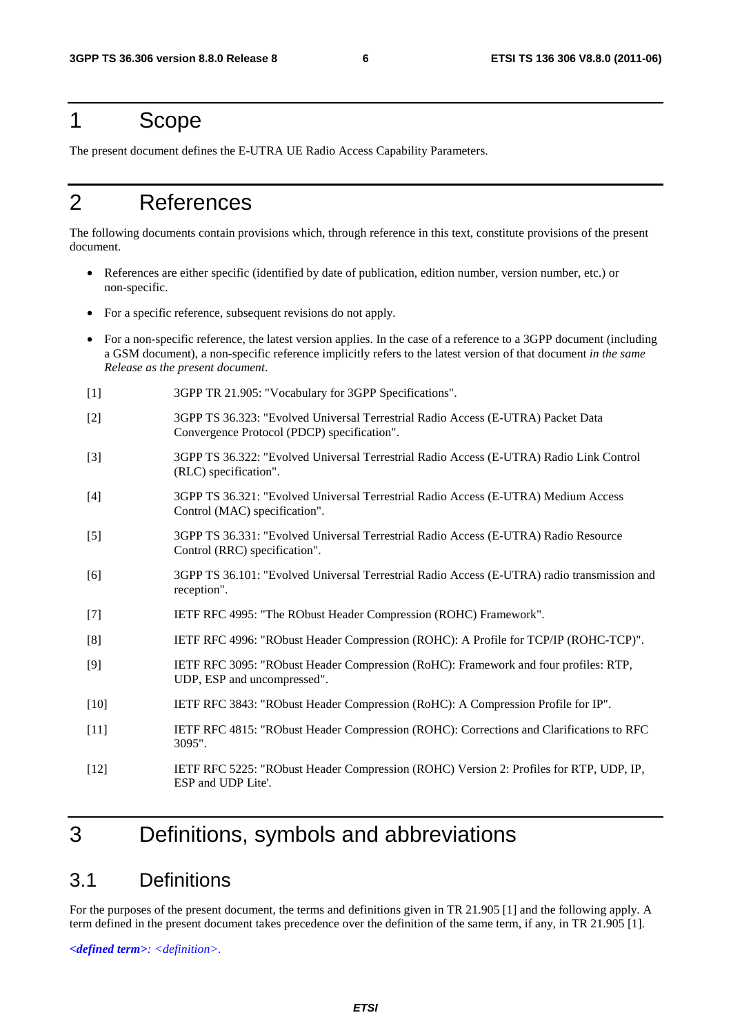# 1 Scope

The present document defines the E-UTRA UE Radio Access Capability Parameters.

# 2 References

The following documents contain provisions which, through reference in this text, constitute provisions of the present document.

- References are either specific (identified by date of publication, edition number, version number, etc.) or non-specific.
- For a specific reference, subsequent revisions do not apply.
- For a non-specific reference, the latest version applies. In the case of a reference to a 3GPP document (including a GSM document), a non-specific reference implicitly refers to the latest version of that document *in the same Release as the present document*.

[1] 3GPP TR 21.905: "Vocabulary for 3GPP Specifications".

[2] 3GPP TS 36.323: "Evolved Universal Terrestrial Radio Access (E-UTRA) Packet Data Convergence Protocol (PDCP) specification".

[3] 3GPP TS 36.322: "Evolved Universal Terrestrial Radio Access (E-UTRA) Radio Link Control (RLC) specification".

[4] 3GPP TS 36.321: "Evolved Universal Terrestrial Radio Access (E-UTRA) Medium Access Control (MAC) specification".

[5] 3GPP TS 36.331: "Evolved Universal Terrestrial Radio Access (E-UTRA) Radio Resource Control (RRC) specification".

[6] 3GPP TS 36.101: "Evolved Universal Terrestrial Radio Access (E-UTRA) radio transmission and reception".

[7] IETF RFC 4995: "The RObust Header Compression (ROHC) Framework".

[8] IETF RFC 4996: "RObust Header Compression (ROHC): A Profile for TCP/IP (ROHC-TCP)".

[9] IETF RFC 3095: "RObust Header Compression (RoHC): Framework and four profiles: RTP, UDP, ESP and uncompressed".

[10] IETF RFC 3843: "RObust Header Compression (RoHC): A Compression Profile for IP".

[11] IETF RFC 4815: "RObust Header Compression (ROHC): Corrections and Clarifications to RFC 3095".

[12] IETF RFC 5225: "RObust Header Compression (ROHC) Version 2: Profiles for RTP, UDP, IP, ESP and UDP Lite'.

# 3 Definitions, symbols and abbreviations

## 3.1 Definitions

For the purposes of the present document, the terms and definitions given in TR 21.905 [1] and the following apply. A term defined in the present document takes precedence over the definition of the same term, if any, in TR 21.905 [1].

***<defined term>**: <definition>.*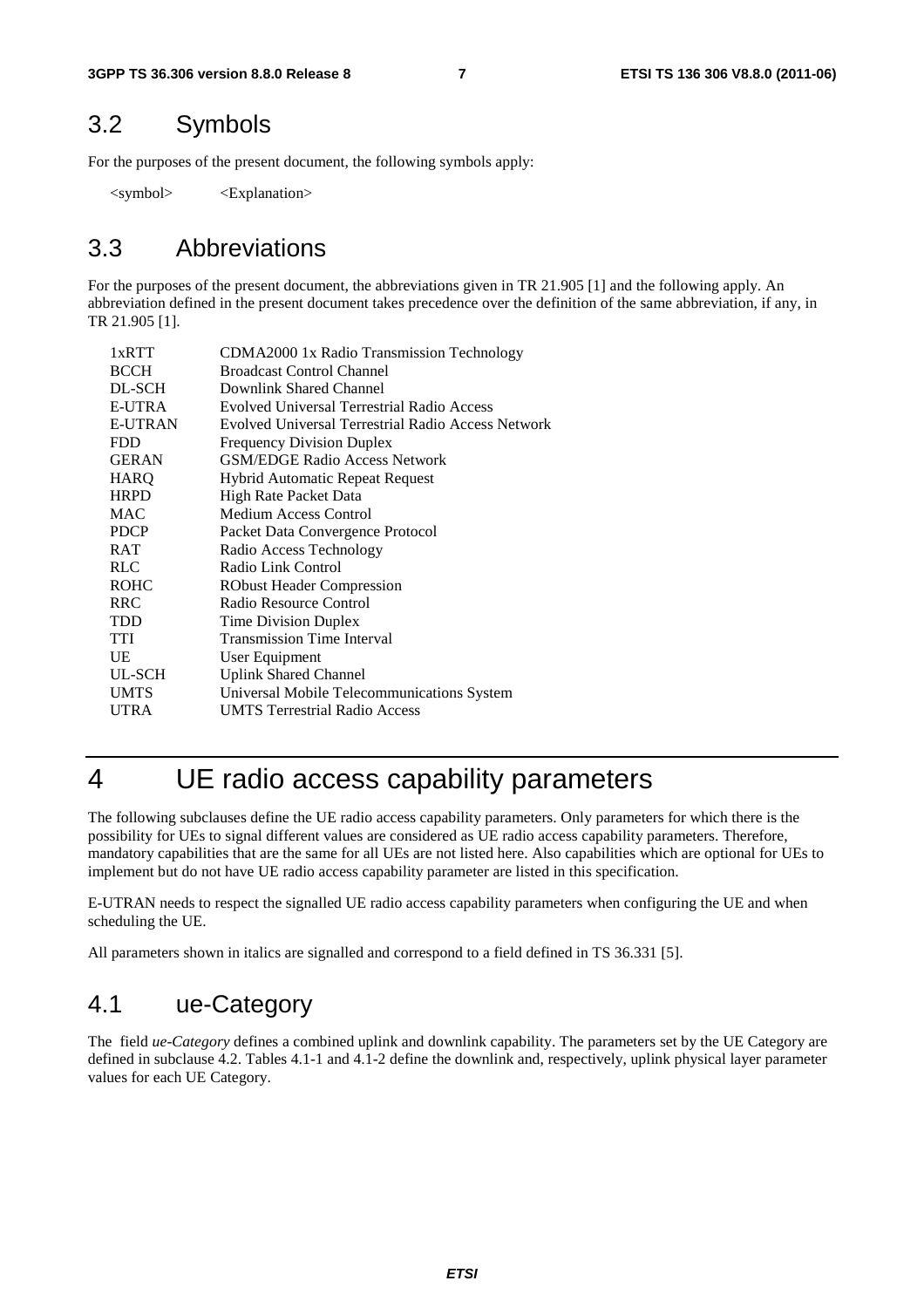## 3.2 Symbols

For the purposes of the present document, the following symbols apply:

<symbol> <Explanation>

## 3.3 Abbreviations

For the purposes of the present document, the abbreviations given in TR 21.905 [1] and the following apply. An abbreviation defined in the present document takes precedence over the definition of the same abbreviation, if any, in TR 21.905 [1].

| | |
|---|---|
| 1xRTT | CDMA2000 1x Radio Transmission Technology |
| BCCH | Broadcast Control Channel |
| DL-SCH | Downlink Shared Channel |
| E-UTRA | Evolved Universal Terrestrial Radio Access |
| E-UTRAN | Evolved Universal Terrestrial Radio Access Network |
| FDD | Frequency Division Duplex |
| GERAN | GSM/EDGE Radio Access Network |
| HARQ | Hybrid Automatic Repeat Request |
| HRPD | High Rate Packet Data |
| MAC | Medium Access Control |
| PDCP | Packet Data Convergence Protocol |
| RAT | Radio Access Technology |
| RLC | Radio Link Control |
| ROHC | RObust Header Compression |
| RRC | Radio Resource Control |
| TDD | Time Division Duplex |
| TTI | Transmission Time Interval |
| UE | User Equipment |
| UL-SCH | Uplink Shared Channel |
| UMTS | Universal Mobile Telecommunications System |
| UTRA | UMTS Terrestrial Radio Access |

# 4 UE radio access capability parameters

The following subclauses define the UE radio access capability parameters. Only parameters for which there is the possibility for UEs to signal different values are considered as UE radio access capability parameters. Therefore, mandatory capabilities that are the same for all UEs are not listed here. Also capabilities which are optional for UEs to implement but do not have UE radio access capability parameter are listed in this specification.

E-UTRAN needs to respect the signalled UE radio access capability parameters when configuring the UE and when scheduling the UE.

All parameters shown in italics are signalled and correspond to a field defined in TS 36.331 [5].

## 4.1 ue-Category

The field *ue-Category* defines a combined uplink and downlink capability. The parameters set by the UE Category are defined in subclause 4.2. Tables 4.1-1 and 4.1-2 define the downlink and, respectively, uplink physical layer parameter values for each UE Category.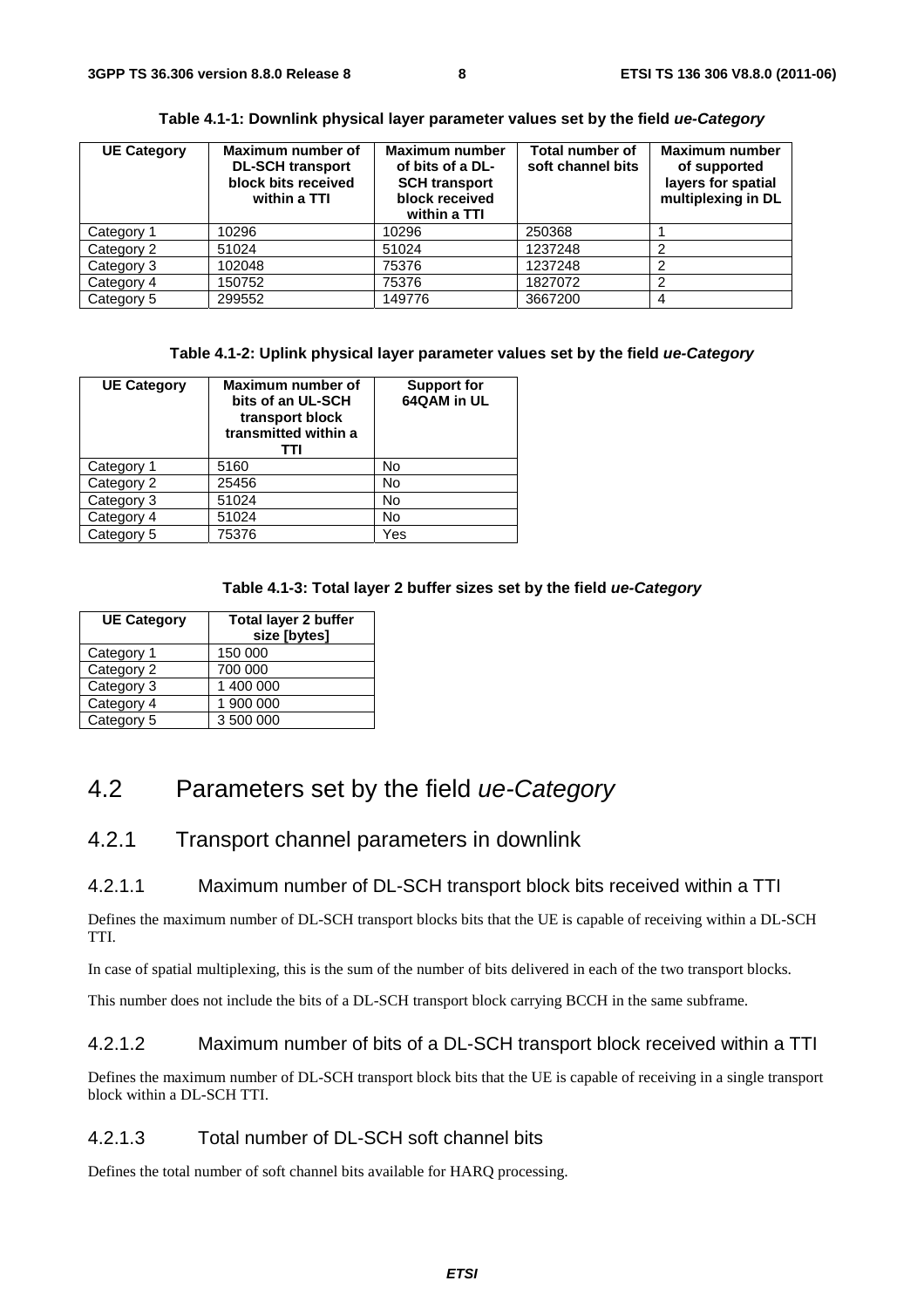**Table 4.1-1: Downlink physical layer parameter values set by the field *ue-Category***

| UE Category | Maximum number of DL-SCH transport block bits received within a TTI | Maximum number of bits of a DL-SCH transport block received within a TTI | Total number of soft channel bits | Maximum number of supported layers for spatial multiplexing in DL |
|---|---|---|---|---|
| Category 1 | 10296 | 10296 | 250368 | 1 |
| Category 2 | 51024 | 51024 | 1237248 | 2 |
| Category 3 | 102048 | 75376 | 1237248 | 2 |
| Category 4 | 150752 | 75376 | 1827072 | 2 |
| Category 5 | 299552 | 149776 | 3667200 | 4 |

**Table 4.1-2: Uplink physical layer parameter values set by the field *ue-Category***

| UE Category | Maximum number of bits of an UL-SCH transport block transmitted within a TTI | Support for 64QAM in UL |
|---|---|---|
| Category 1 | 5160 | No |
| Category 2 | 25456 | No |
| Category 3 | 51024 | No |
| Category 4 | 51024 | No |
| Category 5 | 75376 | Yes |

**Table 4.1-3: Total layer 2 buffer sizes set by the field *ue-Category***

| UE Category | Total layer 2 buffer size [bytes] |
|---|---|
| Category 1 | 150 000 |
| Category 2 | 700 000 |
| Category 3 | 1 400 000 |
| Category 4 | 1 900 000 |
| Category 5 | 3 500 000 |

# 4.2 Parameters set by the field *ue-Category*

## 4.2.1 Transport channel parameters in downlink

### 4.2.1.1 Maximum number of DL-SCH transport block bits received within a TTI

Defines the maximum number of DL-SCH transport blocks bits that the UE is capable of receiving within a DL-SCH TTI.

In case of spatial multiplexing, this is the sum of the number of bits delivered in each of the two transport blocks.

This number does not include the bits of a DL-SCH transport block carrying BCCH in the same subframe.

### 4.2.1.2 Maximum number of bits of a DL-SCH transport block received within a TTI

Defines the maximum number of DL-SCH transport block bits that the UE is capable of receiving in a single transport block within a DL-SCH TTI.

### 4.2.1.3 Total number of DL-SCH soft channel bits

Defines the total number of soft channel bits available for HARQ processing.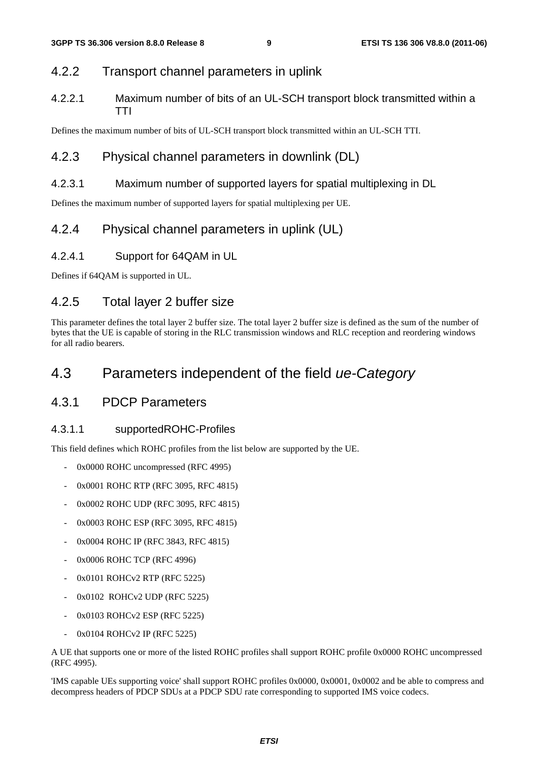### 4.2.2 Transport channel parameters in uplink

#### 4.2.2.1 Maximum number of bits of an UL-SCH transport block transmitted within a TTI

Defines the maximum number of bits of UL-SCH transport block transmitted within an UL-SCH TTI.

### 4.2.3 Physical channel parameters in downlink (DL)

#### 4.2.3.1 Maximum number of supported layers for spatial multiplexing in DL

Defines the maximum number of supported layers for spatial multiplexing per UE.

### 4.2.4 Physical channel parameters in uplink (UL)

#### 4.2.4.1 Support for 64QAM in UL

Defines if 64QAM is supported in UL.

### 4.2.5 Total layer 2 buffer size

This parameter defines the total layer 2 buffer size. The total layer 2 buffer size is defined as the sum of the number of bytes that the UE is capable of storing in the RLC transmission windows and RLC reception and reordering windows for all radio bearers.

## 4.3 Parameters independent of the field *ue-Category*

### 4.3.1 PDCP Parameters

#### 4.3.1.1 supportedROHC-Profiles

This field defines which ROHC profiles from the list below are supported by the UE.

- 0x0000 ROHC uncompressed (RFC 4995)
- 0x0001 ROHC RTP (RFC 3095, RFC 4815)
- 0x0002 ROHC UDP (RFC 3095, RFC 4815)
- 0x0003 ROHC ESP (RFC 3095, RFC 4815)
- 0x0004 ROHC IP (RFC 3843, RFC 4815)
- 0x0006 ROHC TCP (RFC 4996)
- 0x0101 ROHCv2 RTP (RFC 5225)
- 0x0102 ROHCv2 UDP (RFC 5225)
- 0x0103 ROHCv2 ESP (RFC 5225)
- 0x0104 ROHCv2 IP (RFC 5225)

A UE that supports one or more of the listed ROHC profiles shall support ROHC profile 0x0000 ROHC uncompressed (RFC 4995).

'IMS capable UEs supporting voice' shall support ROHC profiles 0x0000, 0x0001, 0x0002 and be able to compress and decompress headers of PDCP SDUs at a PDCP SDU rate corresponding to supported IMS voice codecs.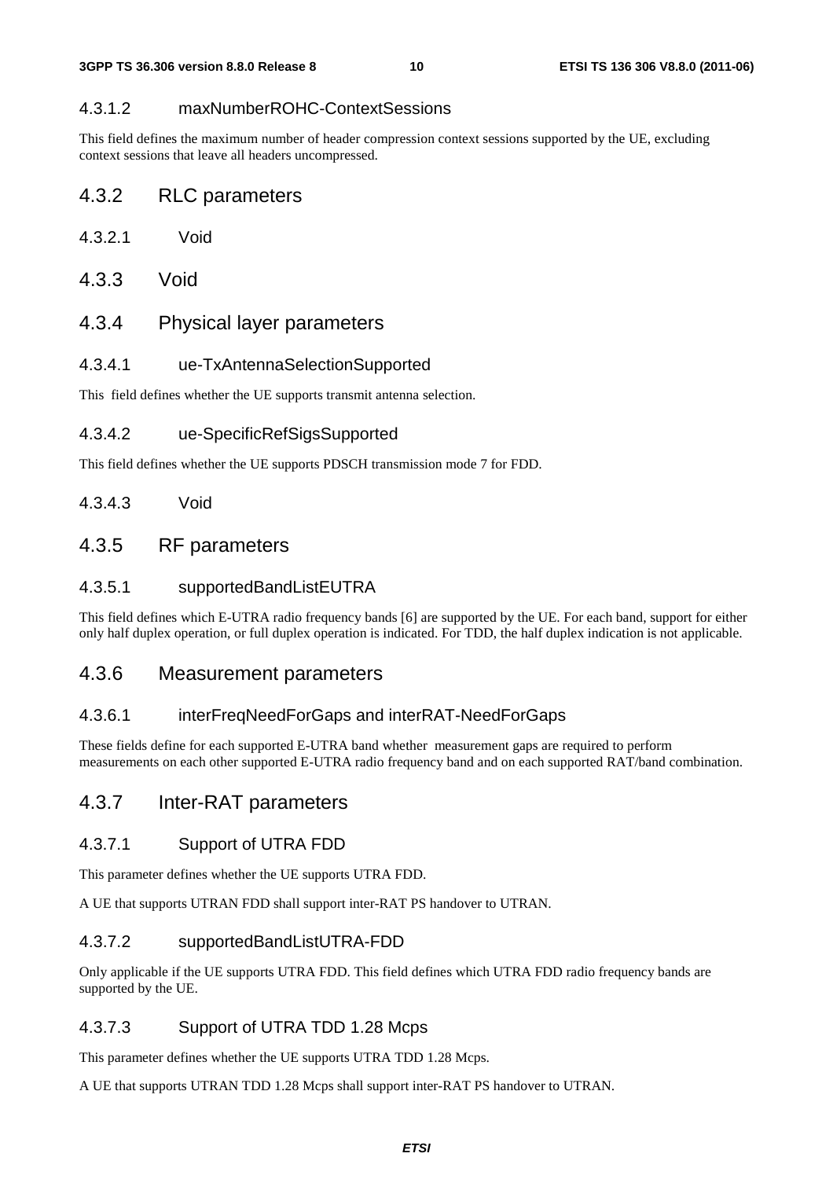#### 4.3.1.2 maxNumberROHC-ContextSessions

This field defines the maximum number of header compression context sessions supported by the UE, excluding context sessions that leave all headers uncompressed.

### 4.3.2 RLC parameters

#### 4.3.2.1 Void

### 4.3.3 Void

### 4.3.4 Physical layer parameters

#### 4.3.4.1 ue-TxAntennaSelectionSupported

This field defines whether the UE supports transmit antenna selection.

#### 4.3.4.2 ue-SpecificRefSigsSupported

This field defines whether the UE supports PDSCH transmission mode 7 for FDD.

#### 4.3.4.3 Void

### 4.3.5 RF parameters

#### 4.3.5.1 supportedBandListEUTRA

This field defines which E-UTRA radio frequency bands [6] are supported by the UE. For each band, support for either only half duplex operation, or full duplex operation is indicated. For TDD, the half duplex indication is not applicable.

### 4.3.6 Measurement parameters

#### 4.3.6.1 interFreqNeedForGaps and interRAT-NeedForGaps

These fields define for each supported E-UTRA band whether measurement gaps are required to perform measurements on each other supported E-UTRA radio frequency band and on each supported RAT/band combination.

### 4.3.7 Inter-RAT parameters

#### 4.3.7.1 Support of UTRA FDD

This parameter defines whether the UE supports UTRA FDD.

A UE that supports UTRAN FDD shall support inter-RAT PS handover to UTRAN.

#### 4.3.7.2 supportedBandListUTRA-FDD

Only applicable if the UE supports UTRA FDD. This field defines which UTRA FDD radio frequency bands are supported by the UE.

#### 4.3.7.3 Support of UTRA TDD 1.28 Mcps

This parameter defines whether the UE supports UTRA TDD 1.28 Mcps.

A UE that supports UTRAN TDD 1.28 Mcps shall support inter-RAT PS handover to UTRAN.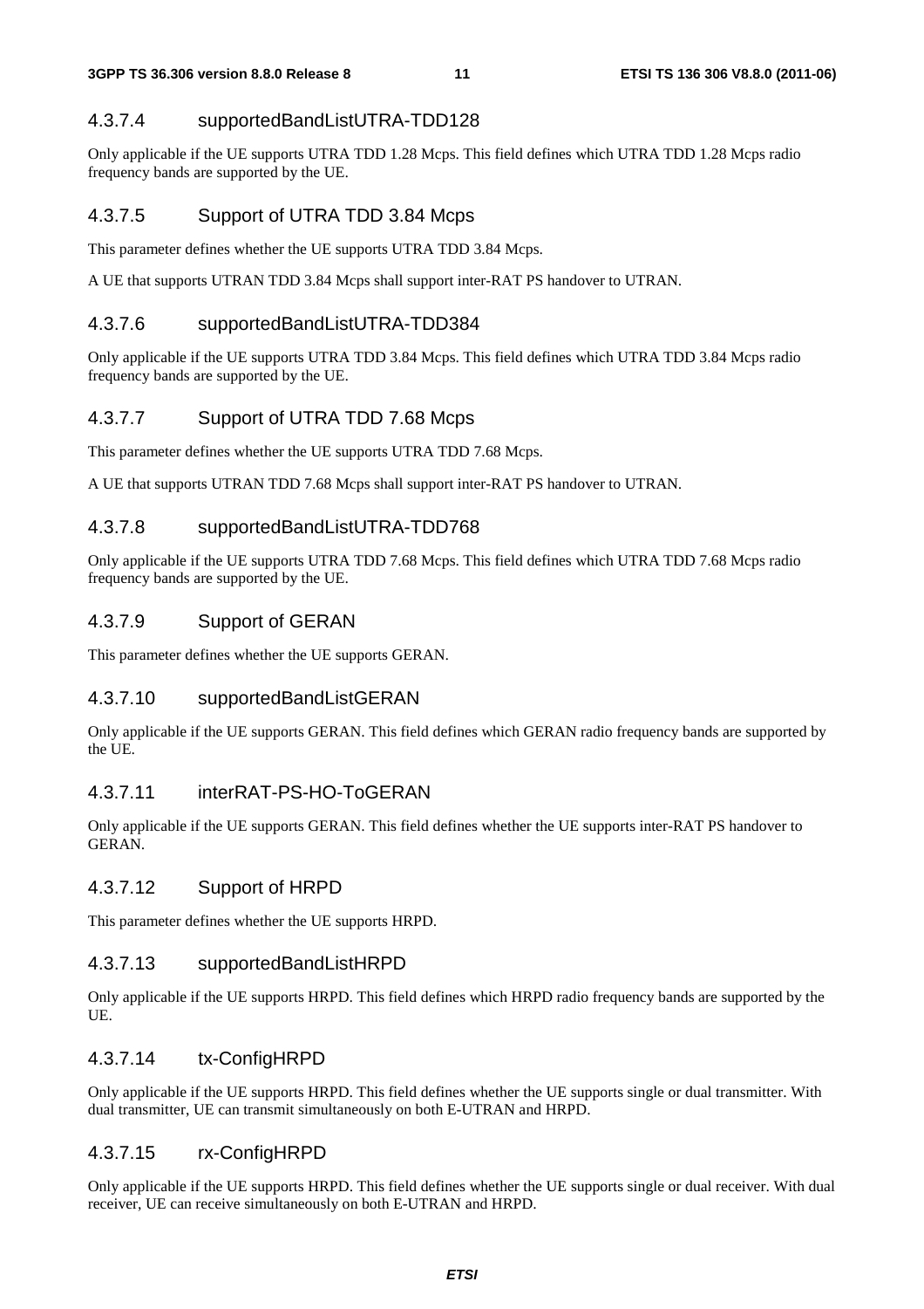#### 4.3.7.4 supportedBandListUTRA-TDD128

Only applicable if the UE supports UTRA TDD 1.28 Mcps. This field defines which UTRA TDD 1.28 Mcps radio frequency bands are supported by the UE.

#### 4.3.7.5 Support of UTRA TDD 3.84 Mcps

This parameter defines whether the UE supports UTRA TDD 3.84 Mcps.

A UE that supports UTRAN TDD 3.84 Mcps shall support inter-RAT PS handover to UTRAN.

#### 4.3.7.6 supportedBandListUTRA-TDD384

Only applicable if the UE supports UTRA TDD 3.84 Mcps. This field defines which UTRA TDD 3.84 Mcps radio frequency bands are supported by the UE.

#### 4.3.7.7 Support of UTRA TDD 7.68 Mcps

This parameter defines whether the UE supports UTRA TDD 7.68 Mcps.

A UE that supports UTRAN TDD 7.68 Mcps shall support inter-RAT PS handover to UTRAN.

#### 4.3.7.8 supportedBandListUTRA-TDD768

Only applicable if the UE supports UTRA TDD 7.68 Mcps. This field defines which UTRA TDD 7.68 Mcps radio frequency bands are supported by the UE.

#### 4.3.7.9 Support of GERAN

This parameter defines whether the UE supports GERAN.

#### 4.3.7.10 supportedBandListGERAN

Only applicable if the UE supports GERAN. This field defines which GERAN radio frequency bands are supported by the UE.

#### 4.3.7.11 interRAT-PS-HO-ToGERAN

Only applicable if the UE supports GERAN. This field defines whether the UE supports inter-RAT PS handover to GERAN.

#### 4.3.7.12 Support of HRPD

This parameter defines whether the UE supports HRPD.

#### 4.3.7.13 supportedBandListHRPD

Only applicable if the UE supports HRPD. This field defines which HRPD radio frequency bands are supported by the UE.

#### 4.3.7.14 tx-ConfigHRPD

Only applicable if the UE supports HRPD. This field defines whether the UE supports single or dual transmitter. With dual transmitter, UE can transmit simultaneously on both E-UTRAN and HRPD.

#### 4.3.7.15 rx-ConfigHRPD

Only applicable if the UE supports HRPD. This field defines whether the UE supports single or dual receiver. With dual receiver, UE can receive simultaneously on both E-UTRAN and HRPD.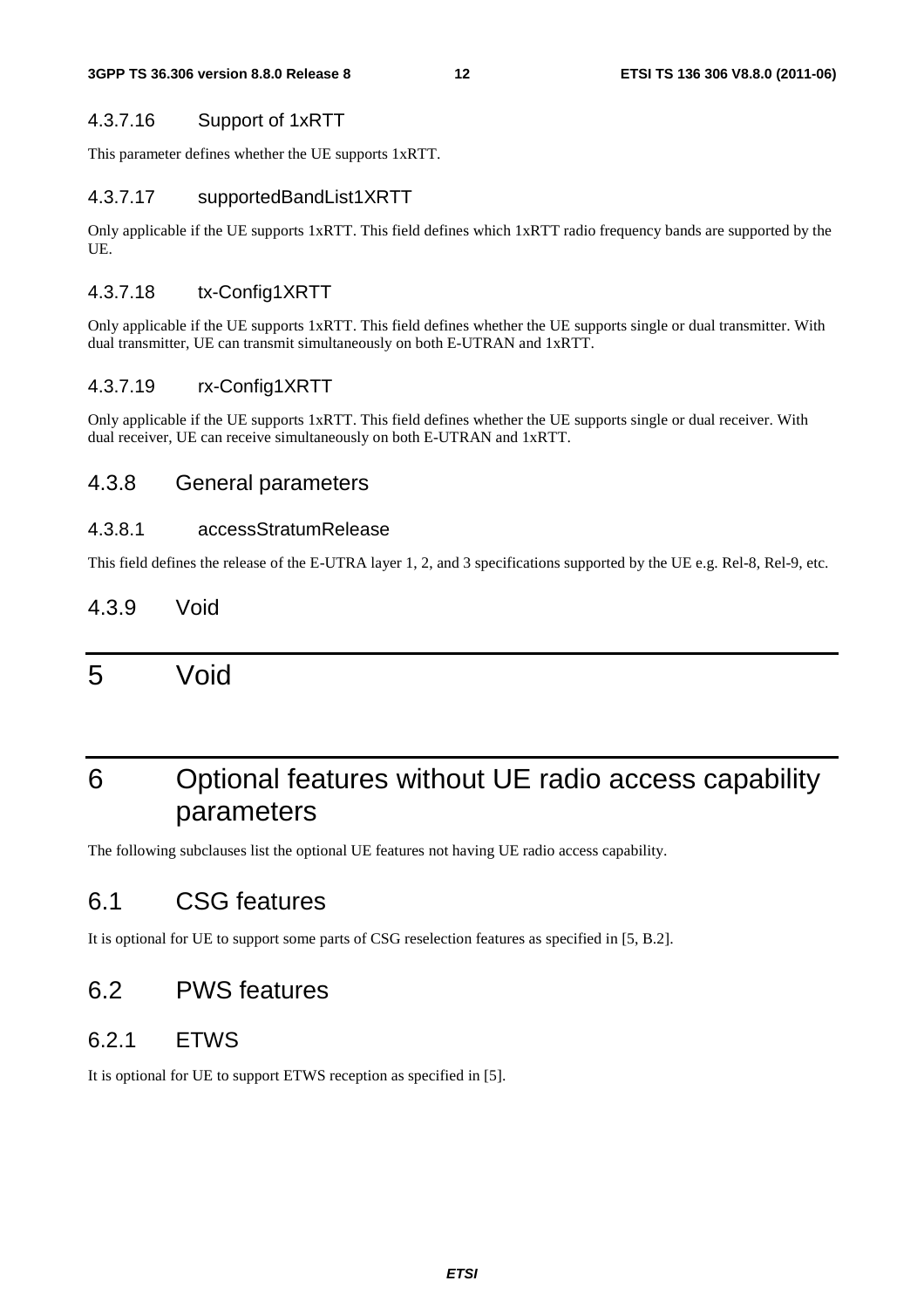#### 4.3.7.16 Support of 1xRTT

This parameter defines whether the UE supports 1xRTT.

#### 4.3.7.17 supportedBandList1XRTT

Only applicable if the UE supports 1xRTT. This field defines which 1xRTT radio frequency bands are supported by the UE.

#### 4.3.7.18 tx-Config1XRTT

Only applicable if the UE supports 1xRTT. This field defines whether the UE supports single or dual transmitter. With dual transmitter, UE can transmit simultaneously on both E-UTRAN and 1xRTT.

#### 4.3.7.19 rx-Config1XRTT

Only applicable if the UE supports 1xRTT. This field defines whether the UE supports single or dual receiver. With dual receiver, UE can receive simultaneously on both E-UTRAN and 1xRTT.

### 4.3.8 General parameters

#### 4.3.8.1 accessStratumRelease

This field defines the release of the E-UTRA layer 1, 2, and 3 specifications supported by the UE e.g. Rel-8, Rel-9, etc.

### 4.3.9 Void

# 5 Void

# 6 Optional features without UE radio access capability parameters

The following subclauses list the optional UE features not having UE radio access capability.

## 6.1 CSG features

It is optional for UE to support some parts of CSG reselection features as specified in [5, B.2].

## 6.2 PWS features

### 6.2.1 ETWS

It is optional for UE to support ETWS reception as specified in [5].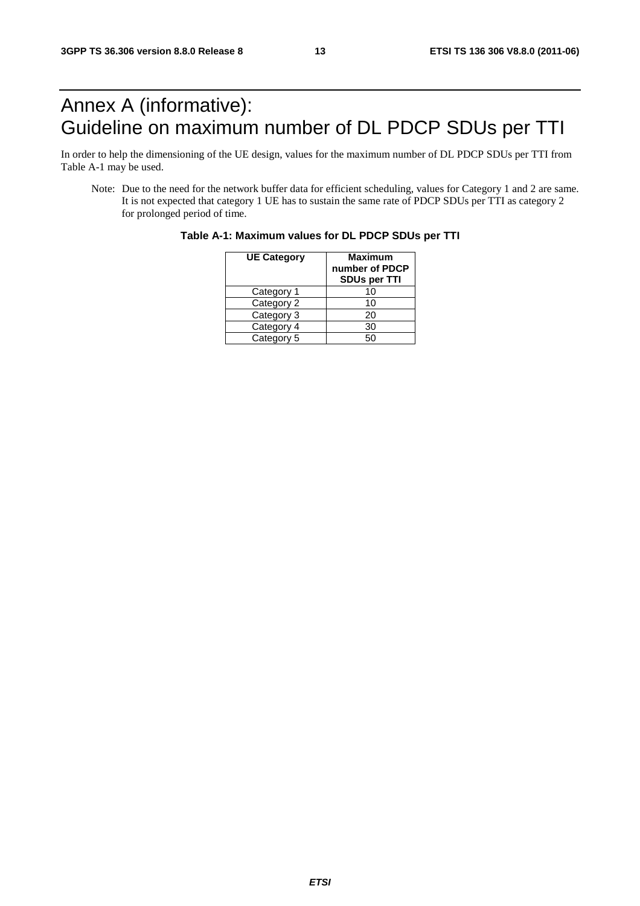# Annex A (informative): Guideline on maximum number of DL PDCP SDUs per TTI

In order to help the dimensioning of the UE design, values for the maximum number of DL PDCP SDUs per TTI from Table A-1 may be used.

Note: Due to the need for the network buffer data for efficient scheduling, values for Category 1 and 2 are same. It is not expected that category 1 UE has to sustain the same rate of PDCP SDUs per TTI as category 2 for prolonged period of time.

**Table A-1: Maximum values for DL PDCP SDUs per TTI**

| UE Category | Maximum number of PDCP SDUs per TTI |
|---|---|
| Category 1 | 10 |
| Category 2 | 10 |
| Category 3 | 20 |
| Category 4 | 30 |
| Category 5 | 50 |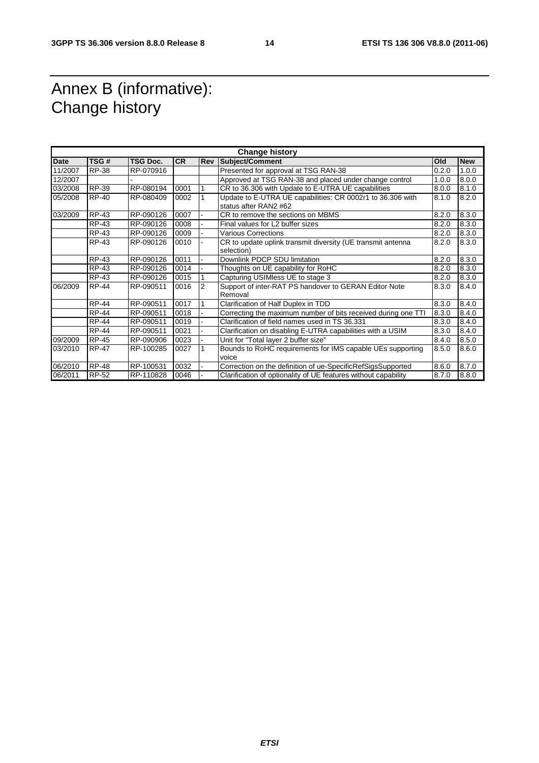# Annex B (informative): Change history

| Change history | | | | | | | |
|---|---|---|---|---|---|---|---|
| **Date** | **TSG #** | **TSG Doc.** | **CR** | **Rev** | **Subject/Comment** | **Old** | **New** |
| 11/2007 | RP-38 | RP-070916 | | | Presented for approval at TSG RAN-38 | 0.2.0 | 1.0.0 |
| 12/2007 | | - | | | Approved at TSG RAN-38 and placed under change control | 1.0.0 | 8.0.0 |
| 03/2008 | RP-39 | RP-080194 | 0001 | 1 | CR to 36.306 with Update to E-UTRA UE capabilities | 8.0.0 | 8.1.0 |
| 05/2008 | RP-40 | RP-080409 | 0002 | 1 | Update to E-UTRA UE capabilities: CR 0002r1 to 36.306 with status after RAN2 #62 | 8.1.0 | 8.2.0 |
| 03/2009 | RP-43 | RP-090126 | 0007 | - | CR to remove the sections on MBMS | 8.2.0 | 8.3.0 |
| | RP-43 | RP-090126 | 0008 | - | Final values for L2 buffer sizes | 8.2.0 | 8.3.0 |
| | RP-43 | RP-090126 | 0009 | - | Various Corrections | 8.2.0 | 8.3.0 |
| | RP-43 | RP-090126 | 0010 | - | CR to update uplink transmit diversity (UE transmit antenna selection) | 8.2.0 | 8.3.0 |
| | RP-43 | RP-090126 | 0011 | - | Downlink PDCP SDU limitation | 8.2.0 | 8.3.0 |
| | RP-43 | RP-090126 | 0014 | - | Thoughts on UE capability for RoHC | 8.2.0 | 8.3.0 |
| | RP-43 | RP-090126 | 0015 | 1 | Capturing USIMless UE to stage 3 | 8.2.0 | 8.3.0 |
| 06/2009 | RP-44 | RP-090511 | 0016 | 2 | Support of inter-RAT PS handover to GERAN Editor Note Removal | 8.3.0 | 8.4.0 |
| | RP-44 | RP-090511 | 0017 | 1 | Clarification of Half Duplex in TDD | 8.3.0 | 8.4.0 |
| | RP-44 | RP-090511 | 0018 | - | Correcting the maximum number of bits received during one TTI | 8.3.0 | 8.4.0 |
| | RP-44 | RP-090511 | 0019 | - | Clarification of field names used in TS 36.331 | 8.3.0 | 8.4.0 |
| | RP-44 | RP-090511 | 0021 | - | Clarification on disabling E-UTRA capabilities with a USIM | 8.3.0 | 8.4.0 |
| 09/2009 | RP-45 | RP-090906 | 0023 | - | Unit for "Total layer 2 buffer size" | 8.4.0 | 8.5.0 |
| 03/2010 | RP-47 | RP-100285 | 0027 | 1 | Bounds to RoHC requirements for IMS capable UEs supporting voice | 8.5.0 | 8.6.0 |
| 06/2010 | RP-48 | RP-100531 | 0032 | - | Correction on the definition of ue-SpecificRefSigsSupported | 8.6.0 | 8.7.0 |
| 06/2011 | RP-52 | RP-110828 | 0046 | - | Clarification of optionality of UE features without capability | 8.7.0 | 8.8.0 |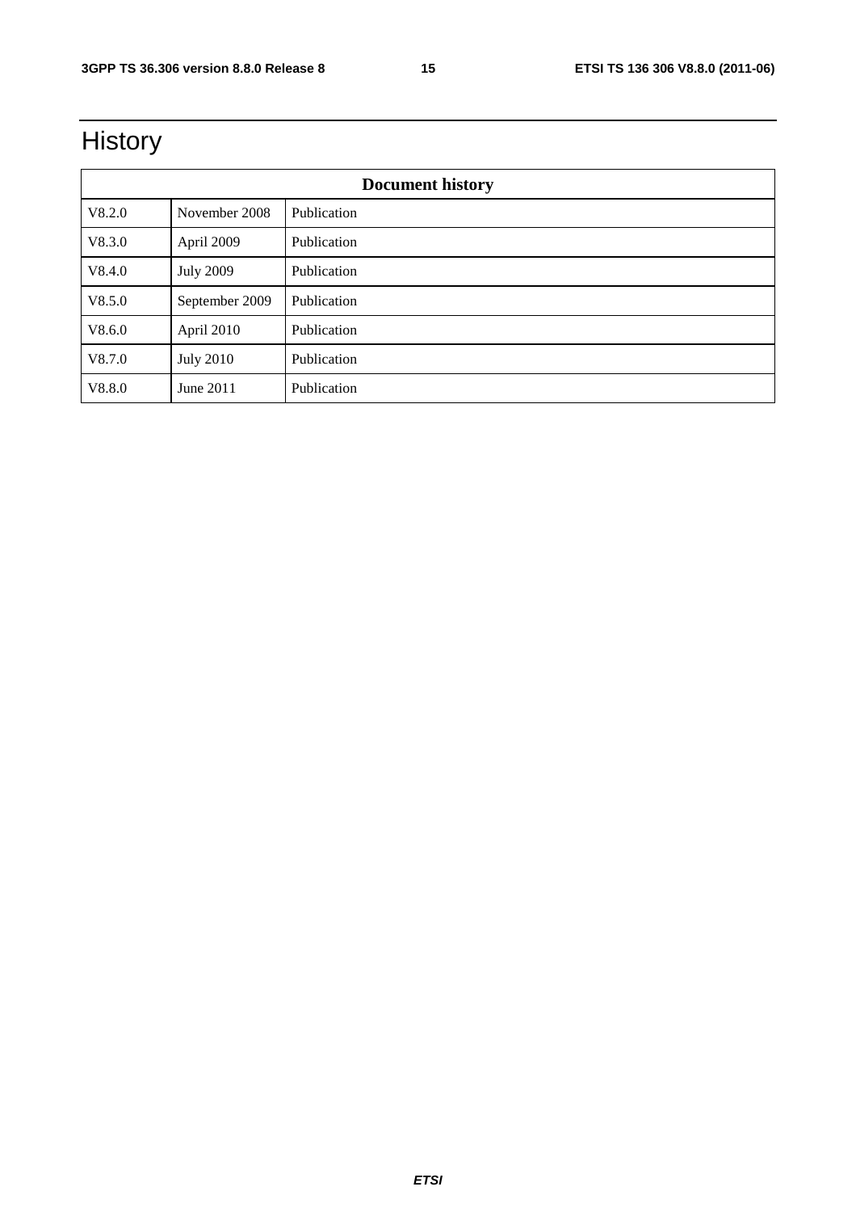# History

| Document history | | |
|---|---|---|
| V8.2.0 | November 2008 | Publication |
| V8.3.0 | April 2009 | Publication |
| V8.4.0 | July 2009 | Publication |
| V8.5.0 | September 2009 | Publication |
| V8.6.0 | April 2010 | Publication |
| V8.7.0 | July 2010 | Publication |
| V8.8.0 | June 2011 | Publication |